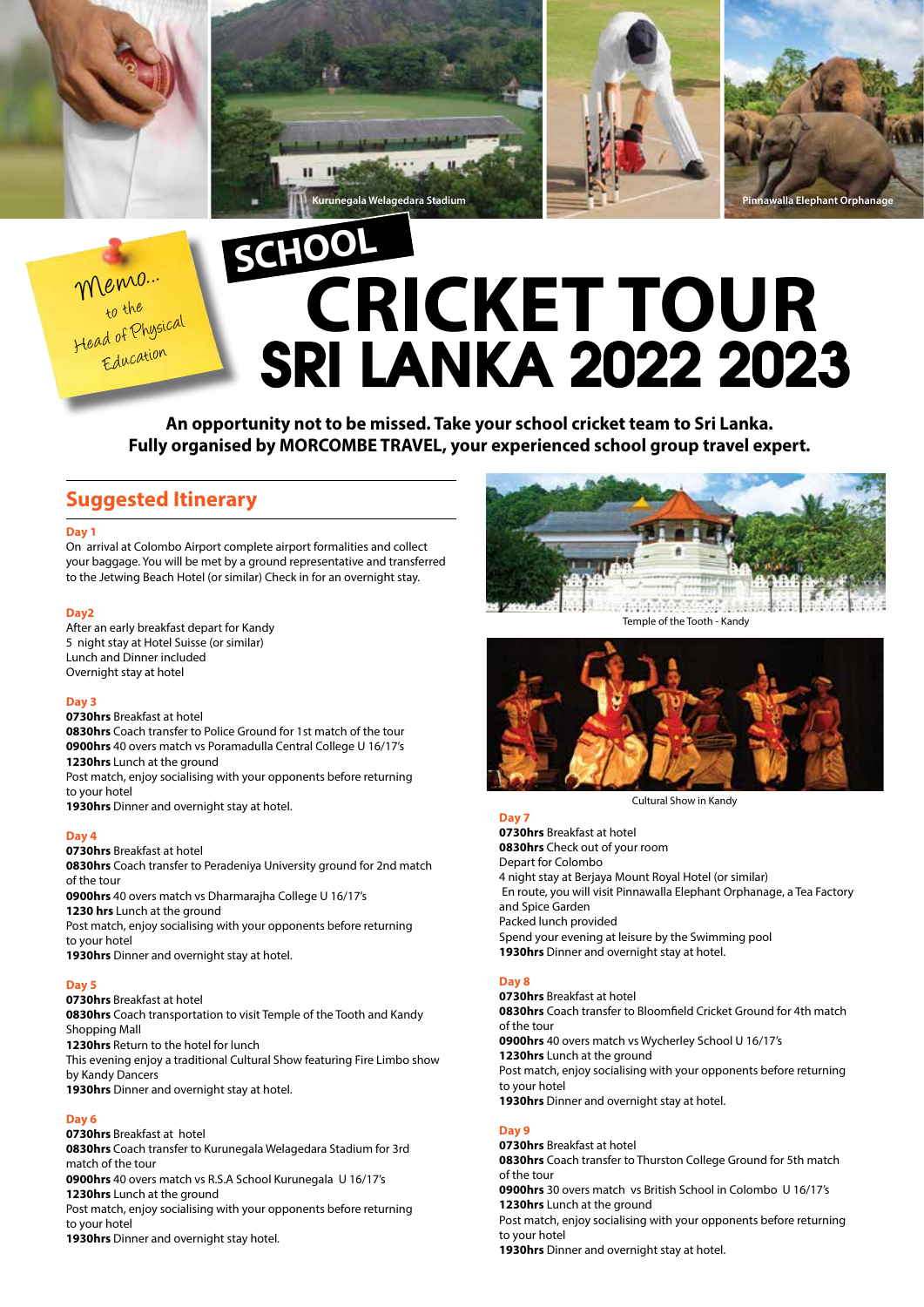Kurunegala Welagedara Stadium

Pinnawalla Elephant Orphanage

Memo... to the Head of Physical Education

# SCHOOL CRICKET TOUR SRI LANKA 2022 2023

**An opportunity not to be missed. Take your school cricket team to Sri Lanka. Fully organised by MORCOMBE TRAVEL, your experienced school group travel expert.**

## Suggested Itinerary

### Day 1

On arrival at Colombo Airport complete airport formalities and collect your baggage. You will be met by a ground representative and transferred to the Jetwing Beach Hotel (or similar) Check in for an overnight stay.

### Day2

After an early breakfast depart for Kandy
5 night stay at Hotel Suisse (or similar)
Lunch and Dinner included
Overnight stay at hotel

### Day 3

**0730hrs** Breakfast at hotel
**0830hrs** Coach transfer to Police Ground for 1st match of the tour
**0900hrs** 40 overs match vs Poramadulla Central College U 16/17's
**1230hrs** Lunch at the ground
Post match, enjoy socialising with your opponents before returning to your hotel
**1930hrs** Dinner and overnight stay at hotel.

### Day 4

**0730hrs** Breakfast at hotel
**0830hrs** Coach transfer to Peradeniya University ground for 2nd match of the tour
**0900hrs** 40 overs match vs Dharmarajha College U 16/17's
**1230 hrs** Lunch at the ground
Post match, enjoy socialising with your opponents before returning to your hotel
**1930hrs** Dinner and overnight stay at hotel.

### Day 5

**0730hrs** Breakfast at hotel
**0830hrs** Coach transportation to visit Temple of the Tooth and Kandy Shopping Mall
**1230hrs** Return to the hotel for lunch
This evening enjoy a traditional Cultural Show featuring Fire Limbo show by Kandy Dancers
**1930hrs** Dinner and overnight stay at hotel.

### Day 6

**0730hrs** Breakfast at hotel
**0830hrs** Coach transfer to Kurunegala Welagedara Stadium for 3rd match of the tour
**0900hrs** 40 overs match vs R.S.A School Kurunegala U 16/17's
**1230hrs** Lunch at the ground
Post match, enjoy socialising with your opponents before returning to your hotel
**1930hrs** Dinner and overnight stay hotel.

Temple of the Tooth - Kandy

Cultural Show in Kandy

### Day 7

**0730hrs** Breakfast at hotel
**0830hrs** Check out of your room
Depart for Colombo
4 night stay at Berjaya Mount Royal Hotel (or similar)
En route, you will visit Pinnawalla Elephant Orphanage, a Tea Factory and Spice Garden
Packed lunch provided
Spend your evening at leisure by the Swimming pool
**1930hrs** Dinner and overnight stay at hotel.

### Day 8

**0730hrs** Breakfast at hotel
**0830hrs** Coach transfer to Bloomfield Cricket Ground for 4th match of the tour
**0900hrs** 40 overs match vs Wycherley School U 16/17's
**1230hrs** Lunch at the ground
Post match, enjoy socialising with your opponents before returning to your hotel
**1930hrs** Dinner and overnight stay at hotel.

### Day 9

**0730hrs** Breakfast at hotel
**0830hrs** Coach transfer to Thurston College Ground for 5th match of the tour
**0900hrs** 30 overs match vs British School in Colombo U 16/17's
**1230hrs** Lunch at the ground
Post match, enjoy socialising with your opponents before returning to your hotel
**1930hrs** Dinner and overnight stay at hotel.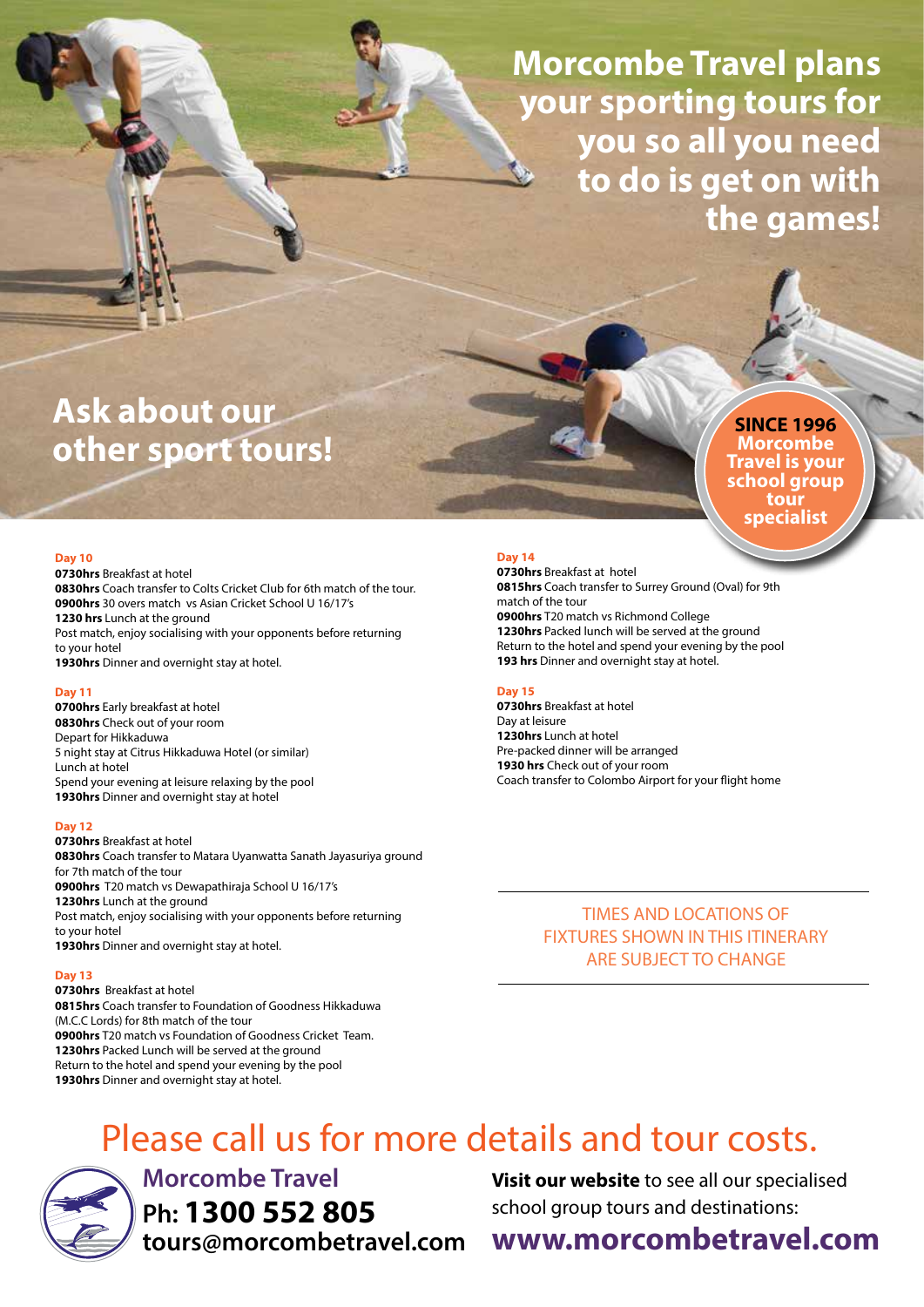# Morcombe Travel plans your sporting tours for you so all you need to do is get on with the games!

## Ask about our other sport tours!

**SINCE 1996** Morcombe Travel is your school group tour specialist

**Day 10**

**0730hrs** Breakfast at hotel
**0830hrs** Coach transfer to Colts Cricket Club for 6th match of the tour.
**0900hrs** 30 overs match vs Asian Cricket School U 16/17's
**1230 hrs** Lunch at the ground
Post match, enjoy socialising with your opponents before returning to your hotel
**1930hrs** Dinner and overnight stay at hotel.

**Day 11**

**0700hrs** Early breakfast at hotel
**0830hrs** Check out of your room
Depart for Hikkaduwa
5 night stay at Citrus Hikkaduwa Hotel (or similar)
Lunch at hotel
Spend your evening at leisure relaxing by the pool
**1930hrs** Dinner and overnight stay at hotel

**Day 12**

**0730hrs** Breakfast at hotel
**0830hrs** Coach transfer to Matara Uyanwatta Sanath Jayasuriya ground for 7th match of the tour
**0900hrs** T20 match vs Dewapathiraja School U 16/17's
**1230hrs** Lunch at the ground
Post match, enjoy socialising with your opponents before returning to your hotel
**1930hrs** Dinner and overnight stay at hotel.

**Day 13**

**0730hrs** Breakfast at hotel
**0815hrs** Coach transfer to Foundation of Goodness Hikkaduwa (M.C.C Lords) for 8th match of the tour
**0900hrs** T20 match vs Foundation of Goodness Cricket Team.
**1230hrs** Packed Lunch will be served at the ground
Return to the hotel and spend your evening by the pool
**1930hrs** Dinner and overnight stay at hotel.

**Day 14**

**0730hrs** Breakfast at hotel
**0815hrs** Coach transfer to Surrey Ground (Oval) for 9th match of the tour
**0900hrs** T20 match vs Richmond College
**1230hrs** Packed lunch will be served at the ground
Return to the hotel and spend your evening by the pool
**193 hrs** Dinner and overnight stay at hotel.

**Day 15**

**0730hrs** Breakfast at hotel
Day at leisure
**1230hrs** Lunch at hotel
Pre-packed dinner will be arranged
**1930 hrs** Check out of your room
Coach transfer to Colombo Airport for your flight home

---

TIMES AND LOCATIONS OF FIXTURES SHOWN IN THIS ITINERARY ARE SUBJECT TO CHANGE

---

## Please call us for more details and tour costs.

**Morcombe Travel**
**Ph: 1300 552 805**
**tours@morcombetravel.com**

**Visit our website** to see all our specialised school group tours and destinations:
**www.morcombetravel.com**